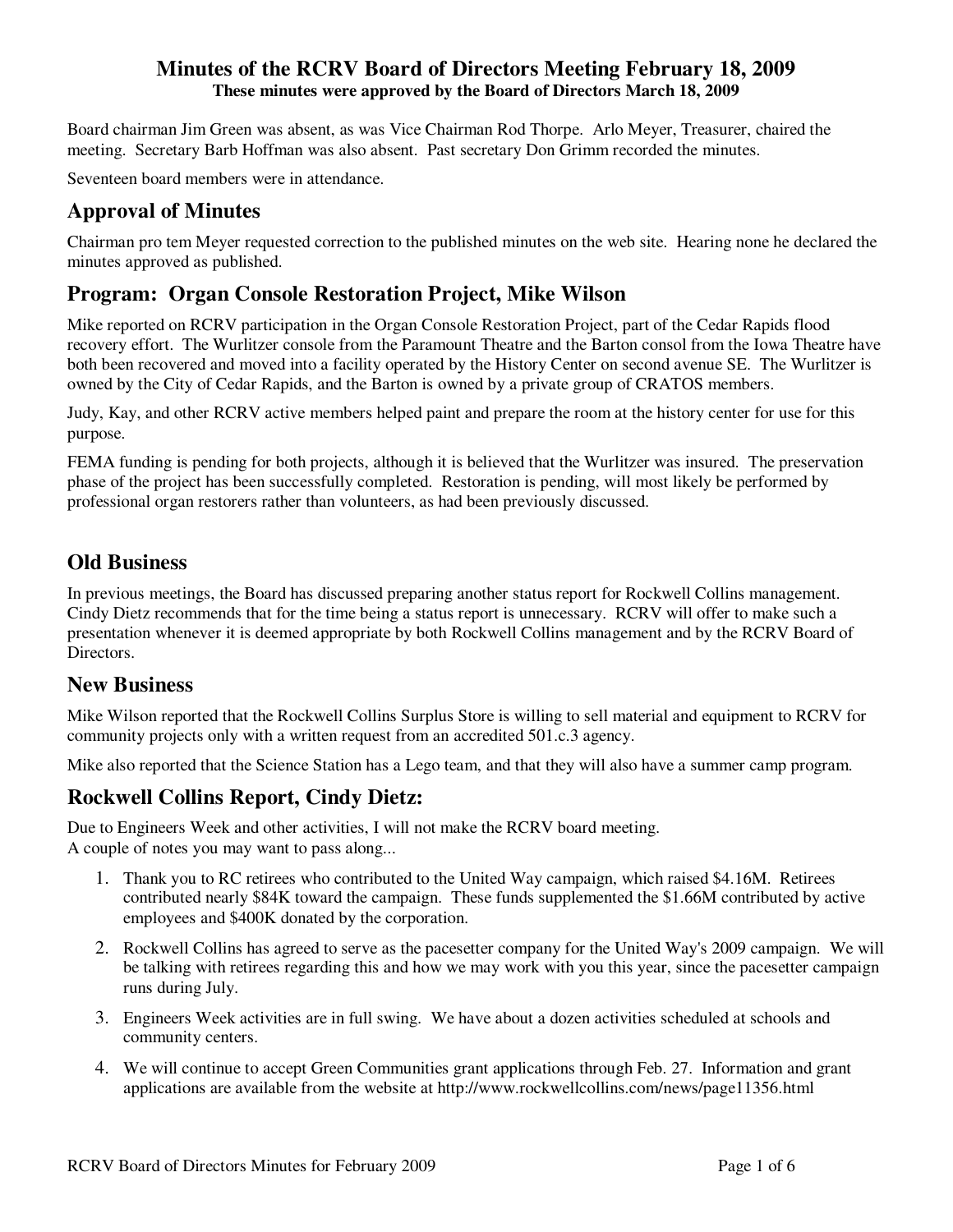# Minutes of the RCRV Board of Directors Meeting February 18, 2009

**These minutes were approved by the Board of Directors March 18, 2009**

Board chairman Jim Green was absent, as was Vice Chairman Rod Thorpe. Arlo Meyer, Treasurer, chaired the meeting. Secretary Barb Hoffman was also absent. Past secretary Don Grimm recorded the minutes.

Seventeen board members were in attendance.

## Approval of Minutes

Chairman pro tem Meyer requested correction to the published minutes on the web site. Hearing none he declared the minutes approved as published.

## Program: Organ Console Restoration Project, Mike Wilson

Mike reported on RCRV participation in the Organ Console Restoration Project, part of the Cedar Rapids flood recovery effort. The Wurlitzer console from the Paramount Theatre and the Barton consol from the Iowa Theatre have both been recovered and moved into a facility operated by the History Center on second avenue SE. The Wurlitzer is owned by the City of Cedar Rapids, and the Barton is owned by a private group of CRATOS members.

Judy, Kay, and other RCRV active members helped paint and prepare the room at the history center for use for this purpose.

FEMA funding is pending for both projects, although it is believed that the Wurlitzer was insured. The preservation phase of the project has been successfully completed. Restoration is pending, will most likely be performed by professional organ restorers rather than volunteers, as had been previously discussed.

## Old Business

In previous meetings, the Board has discussed preparing another status report for Rockwell Collins management. Cindy Dietz recommends that for the time being a status report is unnecessary. RCRV will offer to make such a presentation whenever it is deemed appropriate by both Rockwell Collins management and by the RCRV Board of Directors.

## New Business

Mike Wilson reported that the Rockwell Collins Surplus Store is willing to sell material and equipment to RCRV for community projects only with a written request from an accredited 501.c.3 agency.

Mike also reported that the Science Station has a Lego team, and that they will also have a summer camp program.

## Rockwell Collins Report, Cindy Dietz:

Due to Engineers Week and other activities, I will not make the RCRV board meeting.
A couple of notes you may want to pass along...

1. Thank you to RC retirees who contributed to the United Way campaign, which raised $4.16M. Retirees contributed nearly $84K toward the campaign. These funds supplemented the $1.66M contributed by active employees and $400K donated by the corporation.
2. Rockwell Collins has agreed to serve as the pacesetter company for the United Way's 2009 campaign. We will be talking with retirees regarding this and how we may work with you this year, since the pacesetter campaign runs during July.
3. Engineers Week activities are in full swing. We have about a dozen activities scheduled at schools and community centers.
4. We will continue to accept Green Communities grant applications through Feb. 27. Information and grant applications are available from the website at http://www.rockwellcollins.com/news/page11356.html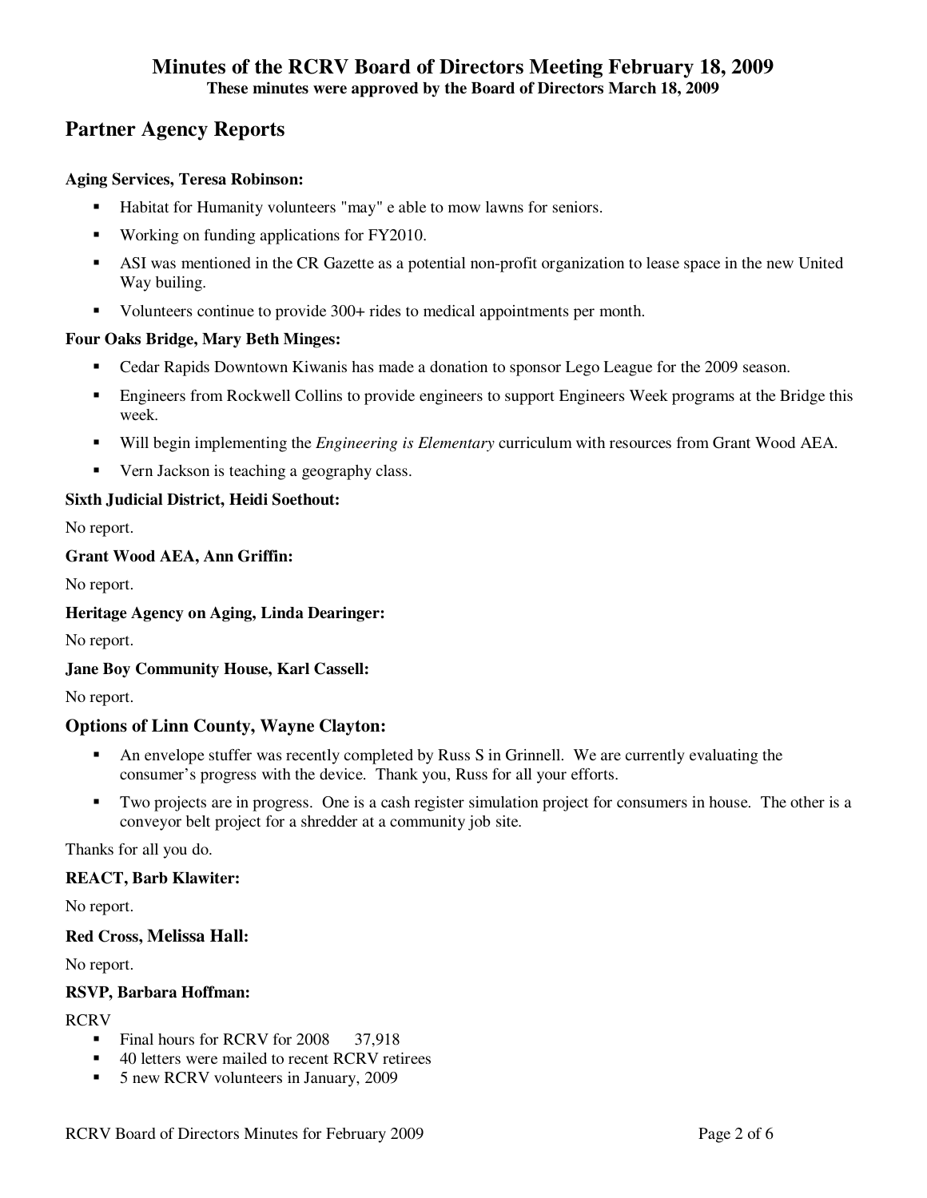# Minutes of the RCRV Board of Directors Meeting February 18, 2009

**These minutes were approved by the Board of Directors March 18, 2009**

## Partner Agency Reports

**Aging Services, Teresa Robinson:**

- Habitat for Humanity volunteers "may" e able to mow lawns for seniors.
- Working on funding applications for FY2010.
- ASI was mentioned in the CR Gazette as a potential non-profit organization to lease space in the new United Way builing.
- Volunteers continue to provide 300+ rides to medical appointments per month.

**Four Oaks Bridge, Mary Beth Minges:**

- Cedar Rapids Downtown Kiwanis has made a donation to sponsor Lego League for the 2009 season.
- Engineers from Rockwell Collins to provide engineers to support Engineers Week programs at the Bridge this week.
- Will begin implementing the *Engineering is Elementary* curriculum with resources from Grant Wood AEA.
- Vern Jackson is teaching a geography class.

**Sixth Judicial District, Heidi Soethout:**

No report.

**Grant Wood AEA, Ann Griffin:**

No report.

**Heritage Agency on Aging, Linda Dearinger:**

No report.

**Jane Boy Community House, Karl Cassell:**

No report.

### Options of Linn County, Wayne Clayton:

- An envelope stuffer was recently completed by Russ S in Grinnell. We are currently evaluating the consumer's progress with the device. Thank you, Russ for all your efforts.
- Two projects are in progress. One is a cash register simulation project for consumers in house. The other is a conveyor belt project for a shredder at a community job site.

Thanks for all you do.

**REACT, Barb Klawiter:**

No report.

**Red Cross, Melissa Hall:**

No report.

**RSVP, Barbara Hoffman:**

RCRV

- Final hours for RCRV for 2008 37,918
- 40 letters were mailed to recent RCRV retirees
- 5 new RCRV volunteers in January, 2009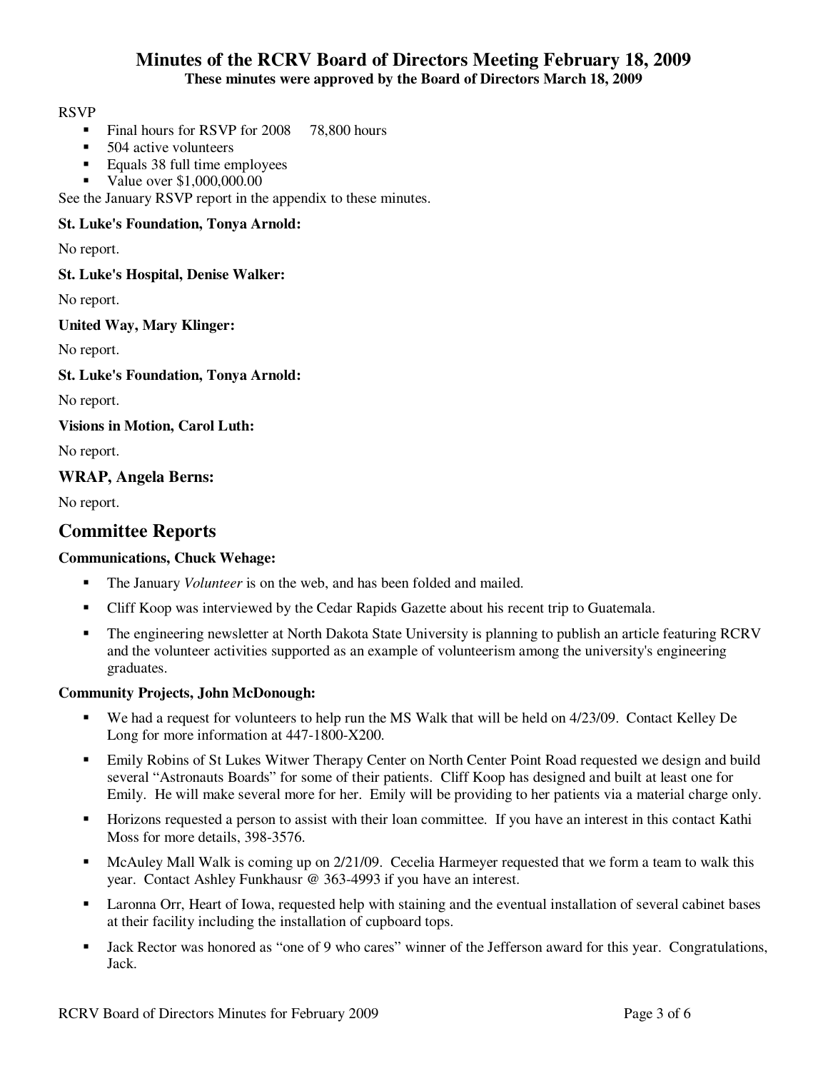RSVP

- Final hours for RSVP for 2008    78,800 hours
- 504 active volunteers
- Equals 38 full time employees
- Value over $1,000,000.00

See the January RSVP report in the appendix to these minutes.

**St. Luke's Foundation, Tonya Arnold:**

No report.

**St. Luke's Hospital, Denise Walker:**

No report.

**United Way, Mary Klinger:**

No report.

**St. Luke's Foundation, Tonya Arnold:**

No report.

**Visions in Motion, Carol Luth:**

No report.

### WRAP, Angela Berns:

No report.

## Committee Reports

**Communications, Chuck Wehage:**

- The January *Volunteer* is on the web, and has been folded and mailed.
- Cliff Koop was interviewed by the Cedar Rapids Gazette about his recent trip to Guatemala.
- The engineering newsletter at North Dakota State University is planning to publish an article featuring RCRV and the volunteer activities supported as an example of volunteerism among the university's engineering graduates.

**Community Projects, John McDonough:**

- We had a request for volunteers to help run the MS Walk that will be held on 4/23/09. Contact Kelley De Long for more information at 447-1800-X200.
- Emily Robins of St Lukes Witwer Therapy Center on North Center Point Road requested we design and build several "Astronauts Boards" for some of their patients. Cliff Koop has designed and built at least one for Emily. He will make several more for her. Emily will be providing to her patients via a material charge only.
- Horizons requested a person to assist with their loan committee. If you have an interest in this contact Kathi Moss for more details, 398-3576.
- McAuley Mall Walk is coming up on 2/21/09. Cecelia Harmeyer requested that we form a team to walk this year. Contact Ashley Funkhausr @ 363-4993 if you have an interest.
- Laronna Orr, Heart of Iowa, requested help with staining and the eventual installation of several cabinet bases at their facility including the installation of cupboard tops.
- Jack Rector was honored as "one of 9 who cares" winner of the Jefferson award for this year. Congratulations, Jack.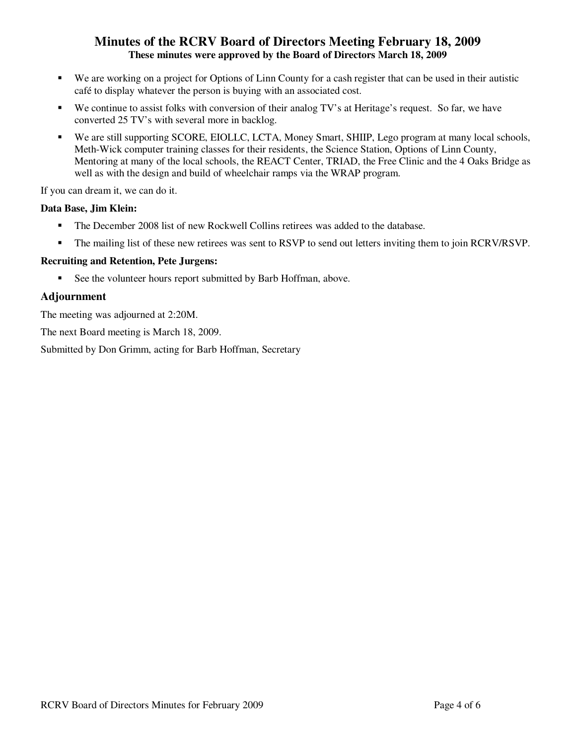- We are working on a project for Options of Linn County for a cash register that can be used in their autistic café to display whatever the person is buying with an associated cost.
- We continue to assist folks with conversion of their analog TV's at Heritage's request. So far, we have converted 25 TV's with several more in backlog.
- We are still supporting SCORE, EIOLLC, LCTA, Money Smart, SHIIP, Lego program at many local schools, Meth-Wick computer training classes for their residents, the Science Station, Options of Linn County, Mentoring at many of the local schools, the REACT Center, TRIAD, the Free Clinic and the 4 Oaks Bridge as well as with the design and build of wheelchair ramps via the WRAP program.

If you can dream it, we can do it.

**Data Base, Jim Klein:**

- The December 2008 list of new Rockwell Collins retirees was added to the database.
- The mailing list of these new retirees was sent to RSVP to send out letters inviting them to join RCRV/RSVP.

**Recruiting and Retention, Pete Jurgens:**

- See the volunteer hours report submitted by Barb Hoffman, above.

## Adjournment

The meeting was adjourned at 2:20M.

The next Board meeting is March 18, 2009.

Submitted by Don Grimm, acting for Barb Hoffman, Secretary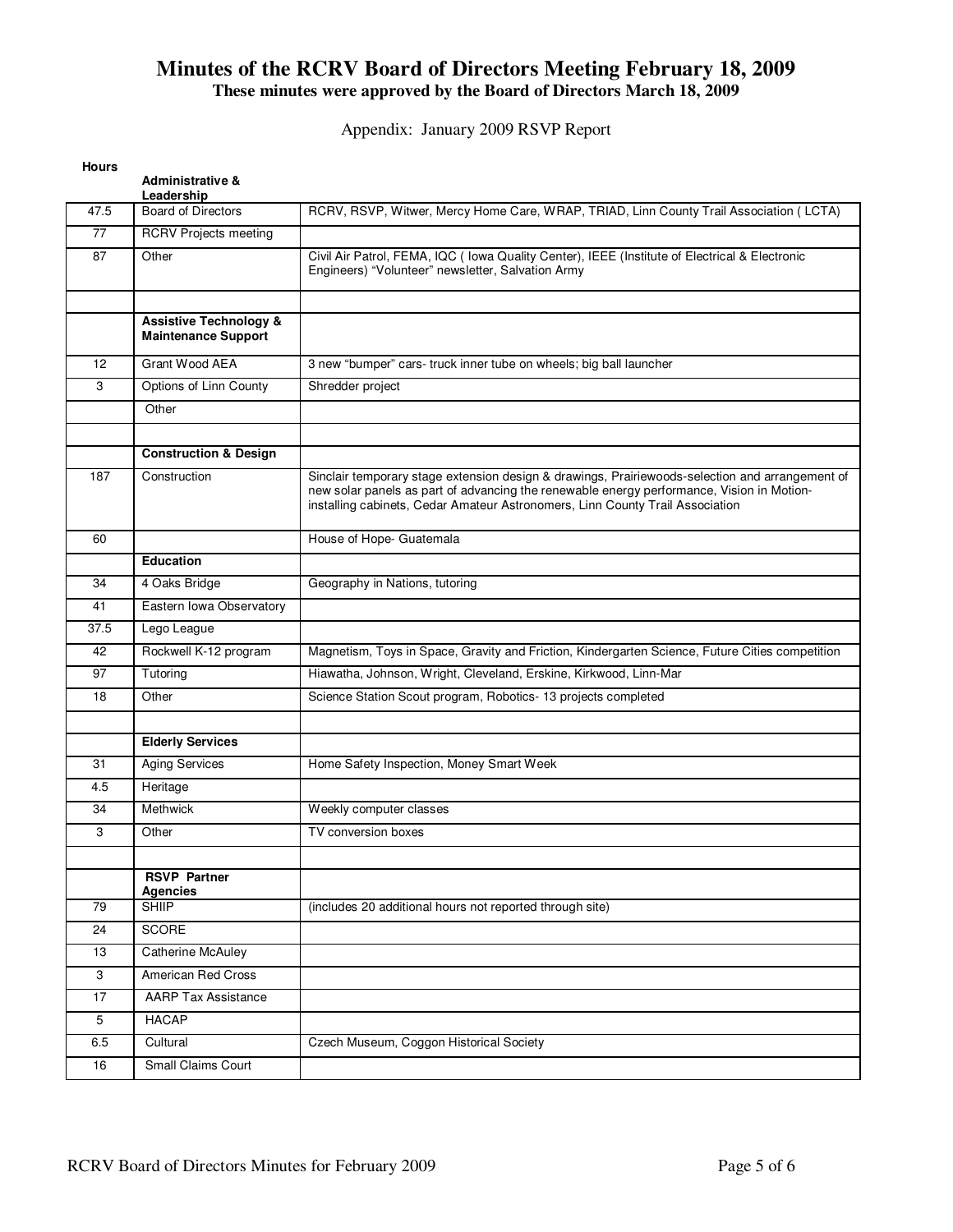# Minutes of the RCRV Board of Directors Meeting February 18, 2009

**These minutes were approved by the Board of Directors March 18, 2009**

Appendix: January 2009 RSVP Report

| **Hours** | **Administrative & Leadership** | |
|---|---|---|
| 47.5 | Board of Directors | RCRV, RSVP, Witwer, Mercy Home Care, WRAP, TRIAD, Linn County Trail Association ( LCTA) |
| 77 | RCRV Projects meeting | |
| 87 | Other | Civil Air Patrol, FEMA, IQC ( Iowa Quality Center), IEEE (Institute of Electrical & Electronic Engineers) "Volunteer" newsletter, Salvation Army |
| | | |
| | **Assistive Technology & Maintenance Support** | |
| 12 | Grant Wood AEA | 3 new "bumper" cars- truck inner tube on wheels; big ball launcher |
| 3 | Options of Linn County | Shredder project |
| | Other | |
| | | |
| | **Construction & Design** | |
| 187 | Construction | Sinclair temporary stage extension design & drawings, Prairiewoods-selection and arrangement of new solar panels as part of advancing the renewable energy performance, Vision in Motion-installing cabinets, Cedar Amateur Astronomers, Linn County Trail Association |
| 60 | | House of Hope- Guatemala |
| | **Education** | |
| 34 | 4 Oaks Bridge | Geography in Nations, tutoring |
| 41 | Eastern Iowa Observatory | |
| 37.5 | Lego League | |
| 42 | Rockwell K-12 program | Magnetism, Toys in Space, Gravity and Friction, Kindergarten Science, Future Cities competition |
| 97 | Tutoring | Hiawatha, Johnson, Wright, Cleveland, Erskine, Kirkwood, Linn-Mar |
| 18 | Other | Science Station Scout program, Robotics- 13 projects completed |
| | | |
| | **Elderly Services** | |
| 31 | Aging Services | Home Safety Inspection, Money Smart Week |
| 4.5 | Heritage | |
| 34 | Methwick | Weekly computer classes |
| 3 | Other | TV conversion boxes |
| | | |
| | **RSVP Partner Agencies** | |
| 79 | SHIIP | (includes 20 additional hours not reported through site) |
| 24 | SCORE | |
| 13 | Catherine McAuley | |
| 3 | American Red Cross | |
| 17 | AARP Tax Assistance | |
| 5 | HACAP | |
| 6.5 | Cultural | Czech Museum, Coggon Historical Society |
| 16 | Small Claims Court | |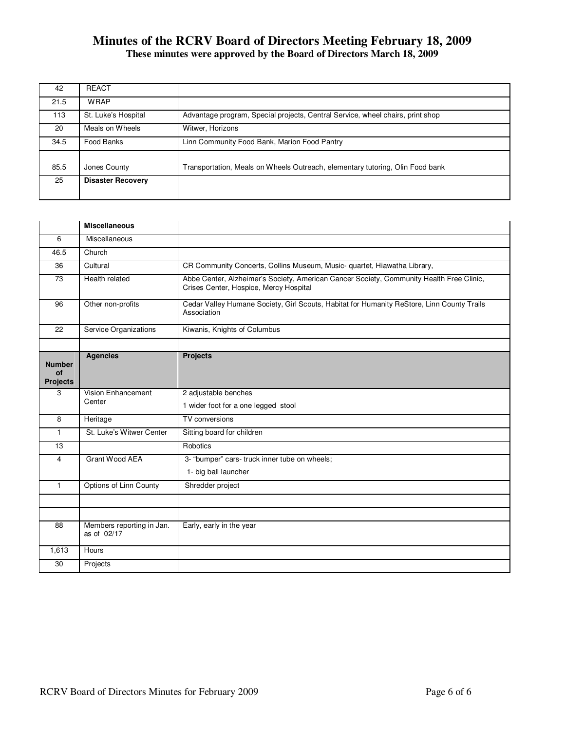# Minutes of the RCRV Board of Directors Meeting February 18, 2009

**These minutes were approved by the Board of Directors March 18, 2009**

| | | |
|---|---|---|
| 42 | REACT | |
| 21.5 | WRAP | |
| 113 | St. Luke's Hospital | Advantage program, Special projects, Central Service, wheel chairs, print shop |
| 20 | Meals on Wheels | Witwer, Horizons |
| 34.5 | Food Banks | Linn Community Food Bank, Marion Food Pantry |
| 85.5 | Jones County | Transportation, Meals on Wheels Outreach, elementary tutoring, Olin Food bank |
| 25 | **Disaster Recovery** | |

| | | |
|---|---|---|
| | **Miscellaneous** | |
| 6 | Miscellaneous | |
| 46.5 | Church | |
| 36 | Cultural | CR Community Concerts, Collins Museum, Music- quartet, Hiawatha Library, |
| 73 | Health related | Abbe Center, Alzheimer's Society, American Cancer Society, Community Health Free Clinic, Crises Center, Hospice, Mercy Hospital |
| 96 | Other non-profits | Cedar Valley Humane Society, Girl Scouts, Habitat for Humanity ReStore, Linn County Trails Association |
| 22 | Service Organizations | Kiwanis, Knights of Columbus |
| | | |
| **Number of Projects** | **Agencies** | **Projects** |
| 3 | Vision Enhancement Center | 2 adjustable benches<br>1 wider foot for a one legged stool |
| 8 | Heritage | TV conversions |
| 1 | St. Luke's Witwer Center | Sitting board for children |
| 13 | | Robotics |
| 4 | Grant Wood AEA | 3- "bumper" cars- truck inner tube on wheels;<br>1- big ball launcher |
| 1 | Options of Linn County | Shredder project |
| | | |
| | | |
| 88 | Members reporting in Jan. as of 02/17 | Early, early in the year |
| 1,613 | Hours | |
| 30 | Projects | |